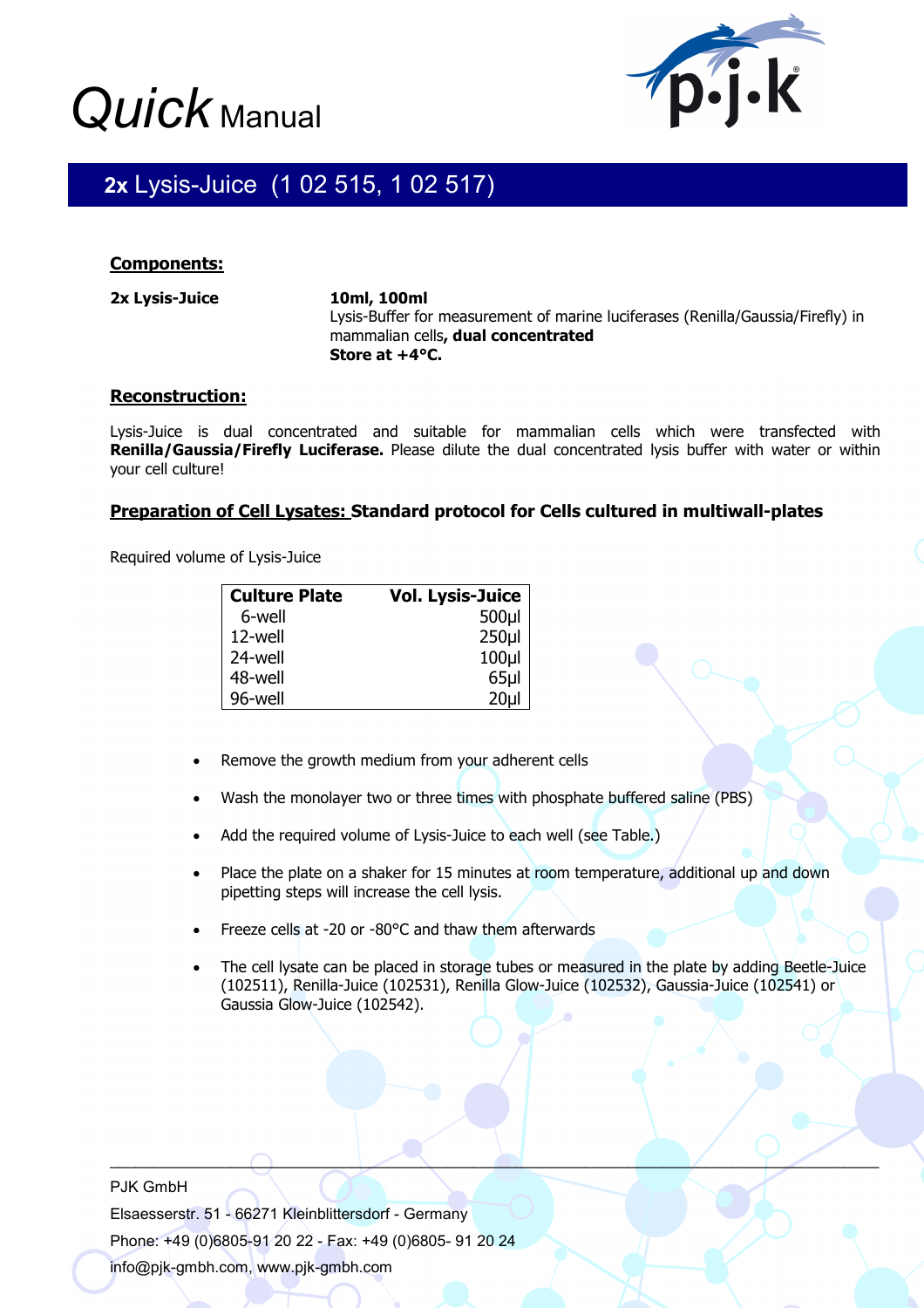# *Quick* Manual

## **2x** Lysis-Juice (1 02 515, 1 02 517)

### Components:

**2x Lysis-Juice** — **10ml, 100ml**
Lysis-Buffer for measurement of marine luciferases (Renilla/Gaussia/Firefly) in mammalian cells**, dual concentrated**
**Store at +4°C.**

### Reconstruction:

Lysis-Juice is dual concentrated and suitable for mammalian cells which were transfected with **Renilla/Gaussia/Firefly Luciferase.** Please dilute the dual concentrated lysis buffer with water or within your cell culture!

### Preparation of Cell Lysates: Standard protocol for Cells cultured in multiwall-plates

Required volume of Lysis-Juice

| Culture Plate | Vol. Lysis-Juice |
|---|---|
| 6-well | 500µl |
| 12-well | 250µl |
| 24-well | 100µl |
| 48-well | 65µl |
| 96-well | 20µl |

- Remove the growth medium from your adherent cells
- Wash the monolayer two or three times with phosphate buffered saline (PBS)
- Add the required volume of Lysis-Juice to each well (see Table.)
- Place the plate on a shaker for 15 minutes at room temperature, additional up and down pipetting steps will increase the cell lysis.
- Freeze cells at -20 or -80°C and thaw them afterwards
- The cell lysate can be placed in storage tubes or measured in the plate by adding Beetle-Juice (102511), Renilla-Juice (102531), Renilla Glow-Juice (102532), Gaussia-Juice (102541) or Gaussia Glow-Juice (102542).

PJK GmbH
Elsaesserstr. 51 - 66271 Kleinblittersdorf - Germany
Phone: +49 (0)6805-91 20 22 - Fax: +49 (0)6805- 91 20 24
info@pjk-gmbh.com, www.pjk-gmbh.com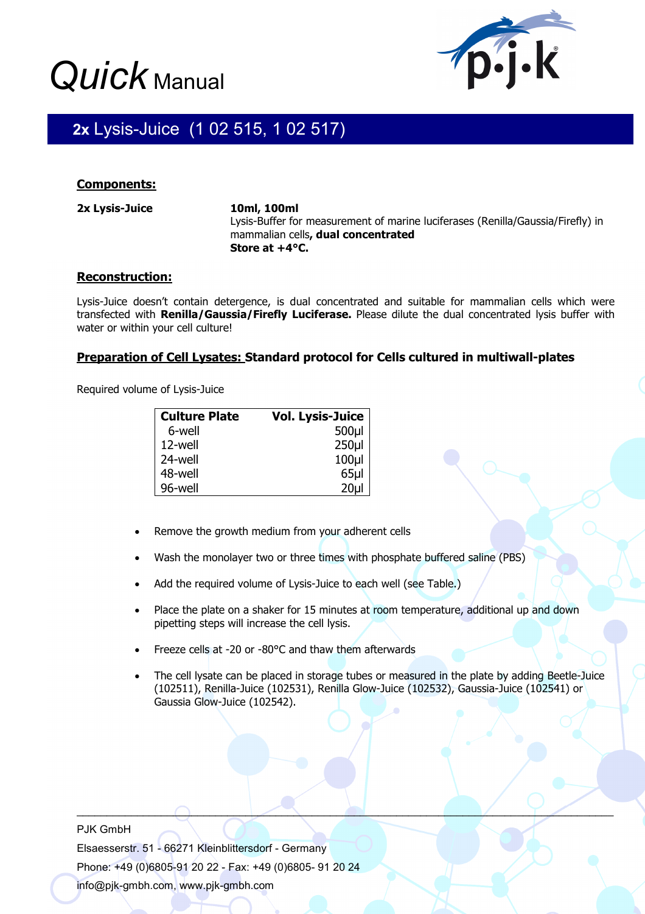# *Quick* Manual

## **2x** Lysis-Juice (1 02 515, 1 02 517)

**Components:**

**2x Lysis-Juice** — **10ml, 100ml**
Lysis-Buffer for measurement of marine luciferases (Renilla/Gaussia/Firefly) in mammalian cells**, dual concentrated**
**Store at +4°C.**

**Reconstruction:**

Lysis-Juice doesn't contain detergence, is dual concentrated and suitable for mammalian cells which were transfected with **Renilla/Gaussia/Firefly Luciferase.** Please dilute the dual concentrated lysis buffer with water or within your cell culture!

**Preparation of Cell Lysates: Standard protocol for Cells cultured in multiwall-plates**

Required volume of Lysis-Juice

| Culture Plate | Vol. Lysis-Juice |
|---|---|
| 6-well | 500µl |
| 12-well | 250µl |
| 24-well | 100µl |
| 48-well | 65µl |
| 96-well | 20µl |

- Remove the growth medium from your adherent cells
- Wash the monolayer two or three times with phosphate buffered saline (PBS)
- Add the required volume of Lysis-Juice to each well (see Table.)
- Place the plate on a shaker for 15 minutes at room temperature, additional up and down pipetting steps will increase the cell lysis.
- Freeze cells at -20 or -80°C and thaw them afterwards
- The cell lysate can be placed in storage tubes or measured in the plate by adding Beetle-Juice (102511), Renilla-Juice (102531), Renilla Glow-Juice (102532), Gaussia-Juice (102541) or Gaussia Glow-Juice (102542).

PJK GmbH
Elsaesserstr. 51 - 66271 Kleinblittersdorf - Germany
Phone: +49 (0)6805-91 20 22 - Fax: +49 (0)6805- 91 20 24
info@pjk-gmbh.com, www.pjk-gmbh.com